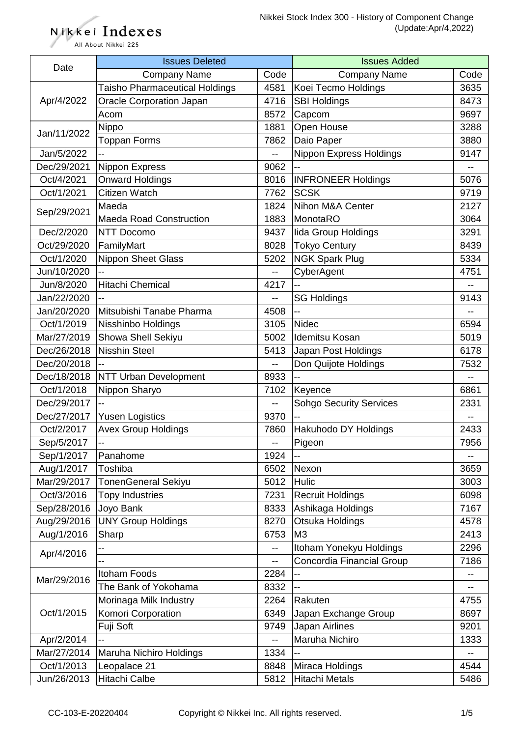Nikkei Indexes
All About Nikkei 225

# Nikkei Stock Index 300 - History of Component Change
(Update:Apr/4,2022)

| Date | Issues Deleted | | Issues Added | |
|---|---|---|---|---|
| | Company Name | Code | Company Name | Code |
| Apr/4/2022 | Taisho Pharmaceutical Holdings | 4581 | Koei Tecmo Holdings | 3635 |
| | Oracle Corporation Japan | 4716 | SBI Holdings | 8473 |
| | Acom | 8572 | Capcom | 9697 |
| Jan/11/2022 | Nippo | 1881 | Open House | 3288 |
| | Toppan Forms | 7862 | Daio Paper | 3880 |
| Jan/5/2022 | -- | -- | Nippon Express Holdings | 9147 |
| Dec/29/2021 | Nippon Express | 9062 | -- | -- |
| Oct/4/2021 | Onward Holdings | 8016 | INFRONEER Holdings | 5076 |
| Oct/1/2021 | Citizen Watch | 7762 | SCSK | 9719 |
| Sep/29/2021 | Maeda | 1824 | Nihon M&A Center | 2127 |
| | Maeda Road Construction | 1883 | MonotaRO | 3064 |
| Dec/2/2020 | NTT Docomo | 9437 | Iida Group Holdings | 3291 |
| Oct/29/2020 | FamilyMart | 8028 | Tokyo Century | 8439 |
| Oct/1/2020 | Nippon Sheet Glass | 5202 | NGK Spark Plug | 5334 |
| Jun/10/2020 | -- | -- | CyberAgent | 4751 |
| Jun/8/2020 | Hitachi Chemical | 4217 | -- | -- |
| Jan/22/2020 | -- | -- | SG Holdings | 9143 |
| Jan/20/2020 | Mitsubishi Tanabe Pharma | 4508 | -- | -- |
| Oct/1/2019 | Nisshinbo Holdings | 3105 | Nidec | 6594 |
| Mar/27/2019 | Showa Shell Sekiyu | 5002 | Idemitsu Kosan | 5019 |
| Dec/26/2018 | Nisshin Steel | 5413 | Japan Post Holdings | 6178 |
| Dec/20/2018 | -- | -- | Don Quijote Holdings | 7532 |
| Dec/18/2018 | NTT Urban Development | 8933 | -- | -- |
| Oct/1/2018 | Nippon Sharyo | 7102 | Keyence | 6861 |
| Dec/29/2017 | -- | -- | Sohgo Security Services | 2331 |
| Dec/27/2017 | Yusen Logistics | 9370 | -- | -- |
| Oct/2/2017 | Avex Group Holdings | 7860 | Hakuhodo DY Holdings | 2433 |
| Sep/5/2017 | -- | -- | Pigeon | 7956 |
| Sep/1/2017 | Panahome | 1924 | -- | -- |
| Aug/1/2017 | Toshiba | 6502 | Nexon | 3659 |
| Mar/29/2017 | TonenGeneral Sekiyu | 5012 | Hulic | 3003 |
| Oct/3/2016 | Topy Industries | 7231 | Recruit Holdings | 6098 |
| Sep/28/2016 | Joyo Bank | 8333 | Ashikaga Holdings | 7167 |
| Aug/29/2016 | UNY Group Holdings | 8270 | Otsuka Holdings | 4578 |
| Aug/1/2016 | Sharp | 6753 | M3 | 2413 |
| Apr/4/2016 | -- | -- | Itoham Yonekyu Holdings | 2296 |
| | -- | -- | Concordia Financial Group | 7186 |
| Mar/29/2016 | Itoham Foods | 2284 | -- | -- |
| | The Bank of Yokohama | 8332 | -- | -- |
| Oct/1/2015 | Morinaga Milk Industry | 2264 | Rakuten | 4755 |
| | Komori Corporation | 6349 | Japan Exchange Group | 8697 |
| | Fuji Soft | 9749 | Japan Airlines | 9201 |
| Apr/2/2014 | -- | -- | Maruha Nichiro | 1333 |
| Mar/27/2014 | Maruha Nichiro Holdings | 1334 | -- | -- |
| Oct/1/2013 | Leopalace 21 | 8848 | Miraca Holdings | 4544 |
| Jun/26/2013 | Hitachi Calbe | 5812 | Hitachi Metals | 5486 |

CC-103-E-20220404 Copyright © Nikkei Inc. All rights reserved.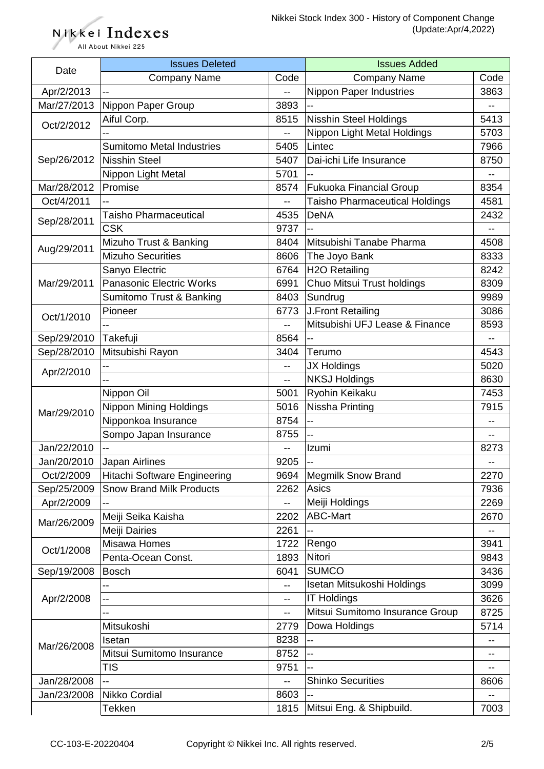| Date | Issues Deleted | | Issues Added | |
|---|---|---|---|---|
| | Company Name | Code | Company Name | Code |
| Apr/2/2013 | -- | -- | Nippon Paper Industries | 3863 |
| Mar/27/2013 | Nippon Paper Group | 3893 | -- | -- |
| Oct/2/2012 | Aiful Corp. | 8515 | Nisshin Steel Holdings | 5413 |
| | -- | -- | Nippon Light Metal Holdings | 5703 |
| Sep/26/2012 | Sumitomo Metal Industries | 5405 | Lintec | 7966 |
| | Nisshin Steel | 5407 | Dai-ichi Life Insurance | 8750 |
| | Nippon Light Metal | 5701 | -- | -- |
| Mar/28/2012 | Promise | 8574 | Fukuoka Financial Group | 8354 |
| Oct/4/2011 | -- | -- | Taisho Pharmaceutical Holdings | 4581 |
| Sep/28/2011 | Taisho Pharmaceutical | 4535 | DeNA | 2432 |
| | CSK | 9737 | -- | -- |
| Aug/29/2011 | Mizuho Trust & Banking | 8404 | Mitsubishi Tanabe Pharma | 4508 |
| | Mizuho Securities | 8606 | The Joyo Bank | 8333 |
| Mar/29/2011 | Sanyo Electric | 6764 | H2O Retailing | 8242 |
| | Panasonic Electric Works | 6991 | Chuo Mitsui Trust holdings | 8309 |
| | Sumitomo Trust & Banking | 8403 | Sundrug | 9989 |
| Oct/1/2010 | Pioneer | 6773 | J.Front Retailing | 3086 |
| | -- | -- | Mitsubishi UFJ Lease & Finance | 8593 |
| Sep/29/2010 | Takefuji | 8564 | -- | -- |
| Sep/28/2010 | Mitsubishi Rayon | 3404 | Terumo | 4543 |
| Apr/2/2010 | -- | -- | JX Holdings | 5020 |
| | -- | -- | NKSJ Holdings | 8630 |
| Mar/29/2010 | Nippon Oil | 5001 | Ryohin Keikaku | 7453 |
| | Nippon Mining Holdings | 5016 | Nissha Printing | 7915 |
| | Nipponkoa Insurance | 8754 | -- | -- |
| | Sompo Japan Insurance | 8755 | -- | -- |
| Jan/22/2010 | -- | -- | Izumi | 8273 |
| Jan/20/2010 | Japan Airlines | 9205 | -- | -- |
| Oct/2/2009 | Hitachi Software Engineering | 9694 | Megmilk Snow Brand | 2270 |
| Sep/25/2009 | Snow Brand Milk Products | 2262 | Asics | 7936 |
| Apr/2/2009 | -- | -- | Meiji Holdings | 2269 |
| Mar/26/2009 | Meiji Seika Kaisha | 2202 | ABC-Mart | 2670 |
| | Meiji Dairies | 2261 | -- | -- |
| Oct/1/2008 | Misawa Homes | 1722 | Rengo | 3941 |
| | Penta-Ocean Const. | 1893 | Nitori | 9843 |
| Sep/19/2008 | Bosch | 6041 | SUMCO | 3436 |
| Apr/2/2008 | -- | -- | Isetan Mitsukoshi Holdings | 3099 |
| | -- | -- | IT Holdings | 3626 |
| | -- | -- | Mitsui Sumitomo Insurance Group | 8725 |
| Mar/26/2008 | Mitsukoshi | 2779 | Dowa Holdings | 5714 |
| | Isetan | 8238 | -- | -- |
| | Mitsui Sumitomo Insurance | 8752 | -- | -- |
| | TIS | 9751 | -- | -- |
| Jan/28/2008 | -- | -- | Shinko Securities | 8606 |
| Jan/23/2008 | Nikko Cordial | 8603 | -- | -- |
| | Tekken | 1815 | Mitsui Eng. & Shipbuild. | 7003 |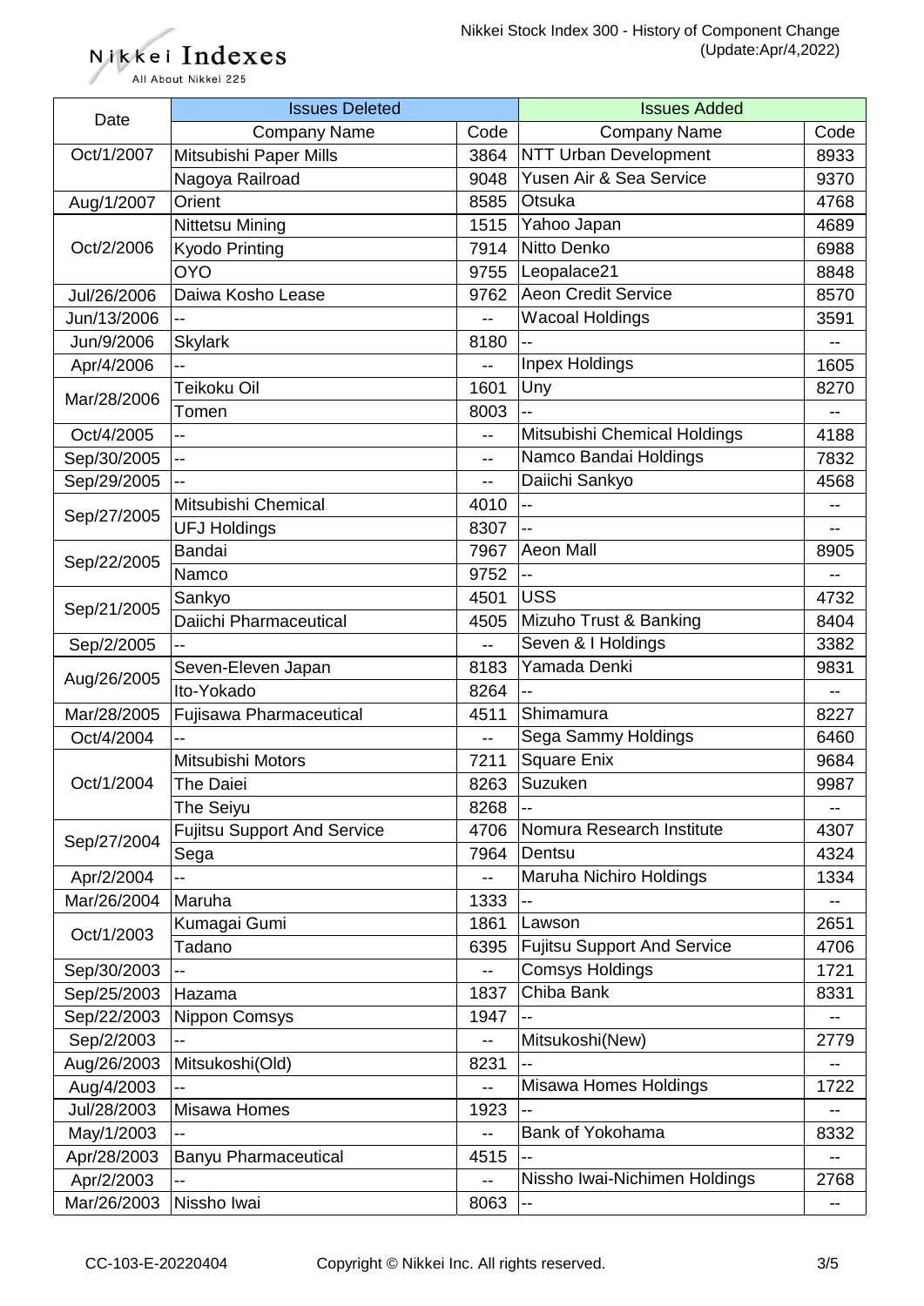Nikkei Stock Index 300 - History of Component Change (Update:Apr/4,2022)

| Date | Issues Deleted | | Issues Added | |
|---|---|---|---|---|
| | Company Name | Code | Company Name | Code |
| Oct/1/2007 | Mitsubishi Paper Mills | 3864 | NTT Urban Development | 8933 |
| | Nagoya Railroad | 9048 | Yusen Air & Sea Service | 9370 |
| Aug/1/2007 | Orient | 8585 | Otsuka | 4768 |
| Oct/2/2006 | Nittetsu Mining | 1515 | Yahoo Japan | 4689 |
| | Kyodo Printing | 7914 | Nitto Denko | 6988 |
| | OYO | 9755 | Leopalace21 | 8848 |
| Jul/26/2006 | Daiwa Kosho Lease | 9762 | Aeon Credit Service | 8570 |
| Jun/13/2006 | -- | -- | Wacoal Holdings | 3591 |
| Jun/9/2006 | Skylark | 8180 | -- | -- |
| Apr/4/2006 | -- | -- | Inpex Holdings | 1605 |
| Mar/28/2006 | Teikoku Oil | 1601 | Uny | 8270 |
| | Tomen | 8003 | -- | -- |
| Oct/4/2005 | -- | -- | Mitsubishi Chemical Holdings | 4188 |
| Sep/30/2005 | -- | -- | Namco Bandai Holdings | 7832 |
| Sep/29/2005 | -- | -- | Daiichi Sankyo | 4568 |
| Sep/27/2005 | Mitsubishi Chemical | 4010 | -- | -- |
| | UFJ Holdings | 8307 | -- | -- |
| Sep/22/2005 | Bandai | 7967 | Aeon Mall | 8905 |
| | Namco | 9752 | -- | -- |
| Sep/21/2005 | Sankyo | 4501 | USS | 4732 |
| | Daiichi Pharmaceutical | 4505 | Mizuho Trust & Banking | 8404 |
| Sep/2/2005 | -- | -- | Seven & I Holdings | 3382 |
| Aug/26/2005 | Seven-Eleven Japan | 8183 | Yamada Denki | 9831 |
| | Ito-Yokado | 8264 | -- | -- |
| Mar/28/2005 | Fujisawa Pharmaceutical | 4511 | Shimamura | 8227 |
| Oct/4/2004 | -- | -- | Sega Sammy Holdings | 6460 |
| Oct/1/2004 | Mitsubishi Motors | 7211 | Square Enix | 9684 |
| | The Daiei | 8263 | Suzuken | 9987 |
| | The Seiyu | 8268 | -- | -- |
| Sep/27/2004 | Fujitsu Support And Service | 4706 | Nomura Research Institute | 4307 |
| | Sega | 7964 | Dentsu | 4324 |
| Apr/2/2004 | -- | -- | Maruha Nichiro Holdings | 1334 |
| Mar/26/2004 | Maruha | 1333 | -- | -- |
| Oct/1/2003 | Kumagai Gumi | 1861 | Lawson | 2651 |
| | Tadano | 6395 | Fujitsu Support And Service | 4706 |
| Sep/30/2003 | -- | -- | Comsys Holdings | 1721 |
| Sep/25/2003 | Hazama | 1837 | Chiba Bank | 8331 |
| Sep/22/2003 | Nippon Comsys | 1947 | -- | -- |
| Sep/2/2003 | -- | -- | Mitsukoshi(New) | 2779 |
| Aug/26/2003 | Mitsukoshi(Old) | 8231 | -- | -- |
| Aug/4/2003 | -- | -- | Misawa Homes Holdings | 1722 |
| Jul/28/2003 | Misawa Homes | 1923 | -- | -- |
| May/1/2003 | -- | -- | Bank of Yokohama | 8332 |
| Apr/28/2003 | Banyu Pharmaceutical | 4515 | -- | -- |
| Apr/2/2003 | -- | -- | Nissho Iwai-Nichimen Holdings | 2768 |
| Mar/26/2003 | Nissho Iwai | 8063 | -- | -- |

CC-103-E-20220404 Copyright © Nikkei Inc. All rights reserved.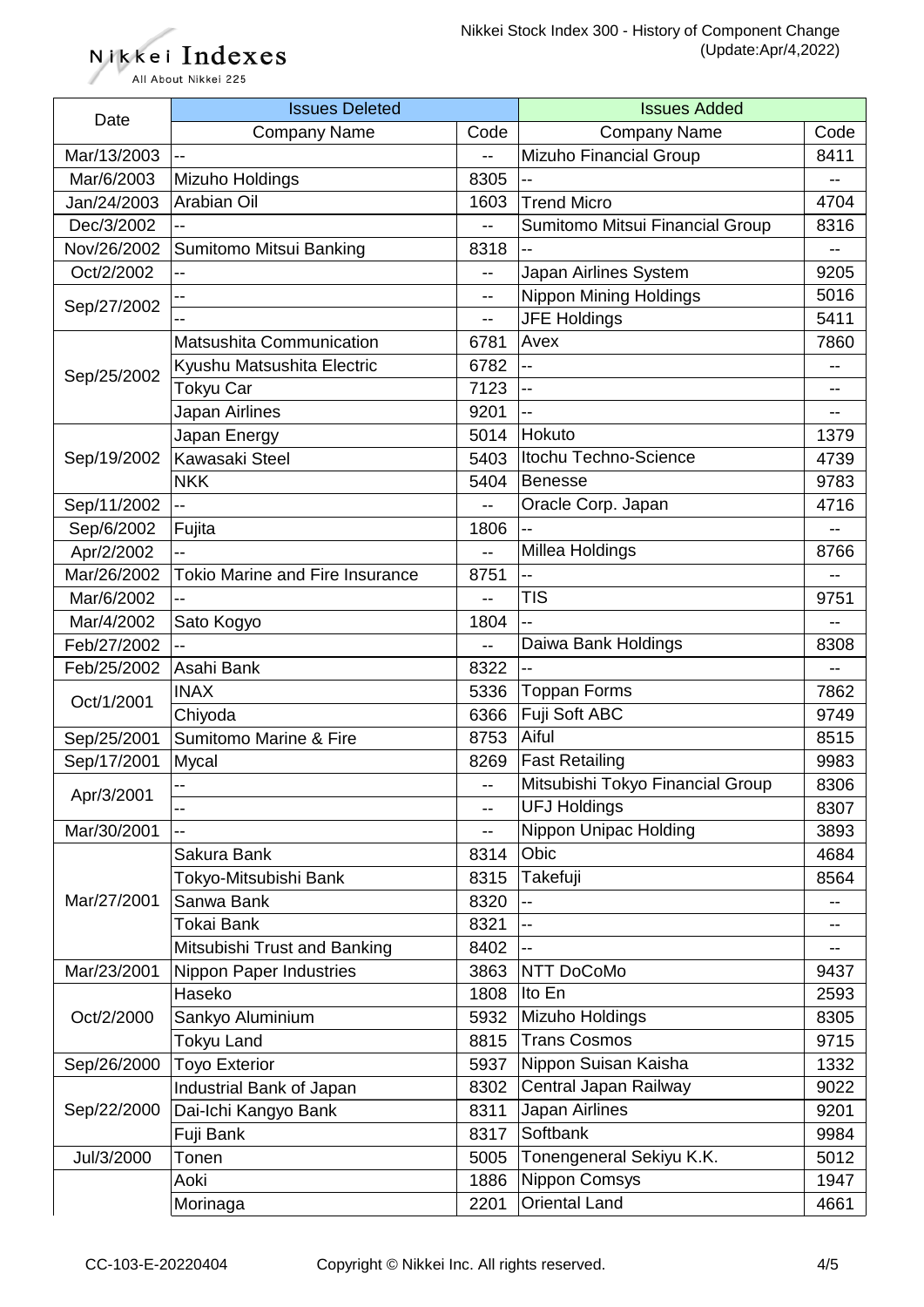| Date | Issues Deleted | | Issues Added | |
|---|---|---|---|---|
| | Company Name | Code | Company Name | Code |
| Mar/13/2003 | -- | -- | Mizuho Financial Group | 8411 |
| Mar/6/2003 | Mizuho Holdings | 8305 | -- | -- |
| Jan/24/2003 | Arabian Oil | 1603 | Trend Micro | 4704 |
| Dec/3/2002 | -- | -- | Sumitomo Mitsui Financial Group | 8316 |
| Nov/26/2002 | Sumitomo Mitsui Banking | 8318 | -- | -- |
| Oct/2/2002 | -- | -- | Japan Airlines System | 9205 |
| Sep/27/2002 | -- | -- | Nippon Mining Holdings | 5016 |
| | -- | -- | JFE Holdings | 5411 |
| Sep/25/2002 | Matsushita Communication | 6781 | Avex | 7860 |
| | Kyushu Matsushita Electric | 6782 | -- | -- |
| | Tokyu Car | 7123 | -- | -- |
| | Japan Airlines | 9201 | -- | -- |
| Sep/19/2002 | Japan Energy | 5014 | Hokuto | 1379 |
| | Kawasaki Steel | 5403 | Itochu Techno-Science | 4739 |
| | NKK | 5404 | Benesse | 9783 |
| Sep/11/2002 | -- | -- | Oracle Corp. Japan | 4716 |
| Sep/6/2002 | Fujita | 1806 | -- | -- |
| Apr/2/2002 | -- | -- | Millea Holdings | 8766 |
| Mar/26/2002 | Tokio Marine and Fire Insurance | 8751 | -- | -- |
| Mar/6/2002 | -- | -- | TIS | 9751 |
| Mar/4/2002 | Sato Kogyo | 1804 | -- | -- |
| Feb/27/2002 | -- | -- | Daiwa Bank Holdings | 8308 |
| Feb/25/2002 | Asahi Bank | 8322 | -- | -- |
| Oct/1/2001 | INAX | 5336 | Toppan Forms | 7862 |
| | Chiyoda | 6366 | Fuji Soft ABC | 9749 |
| Sep/25/2001 | Sumitomo Marine & Fire | 8753 | Aiful | 8515 |
| Sep/17/2001 | Mycal | 8269 | Fast Retailing | 9983 |
| Apr/3/2001 | -- | -- | Mitsubishi Tokyo Financial Group | 8306 |
| | -- | -- | UFJ Holdings | 8307 |
| Mar/30/2001 | -- | -- | Nippon Unipac Holding | 3893 |
| Mar/27/2001 | Sakura Bank | 8314 | Obic | 4684 |
| | Tokyo-Mitsubishi Bank | 8315 | Takefuji | 8564 |
| | Sanwa Bank | 8320 | -- | -- |
| | Tokai Bank | 8321 | -- | -- |
| | Mitsubishi Trust and Banking | 8402 | -- | -- |
| Mar/23/2001 | Nippon Paper Industries | 3863 | NTT DoCoMo | 9437 |
| Oct/2/2000 | Haseko | 1808 | Ito En | 2593 |
| | Sankyo Aluminium | 5932 | Mizuho Holdings | 8305 |
| | Tokyu Land | 8815 | Trans Cosmos | 9715 |
| Sep/26/2000 | Toyo Exterior | 5937 | Nippon Suisan Kaisha | 1332 |
| Sep/22/2000 | Industrial Bank of Japan | 8302 | Central Japan Railway | 9022 |
| | Dai-Ichi Kangyo Bank | 8311 | Japan Airlines | 9201 |
| | Fuji Bank | 8317 | Softbank | 9984 |
| Jul/3/2000 | Tonen | 5005 | Tonengeneral Sekiyu K.K. | 5012 |
| | Aoki | 1886 | Nippon Comsys | 1947 |
| | Morinaga | 2201 | Oriental Land | 4661 |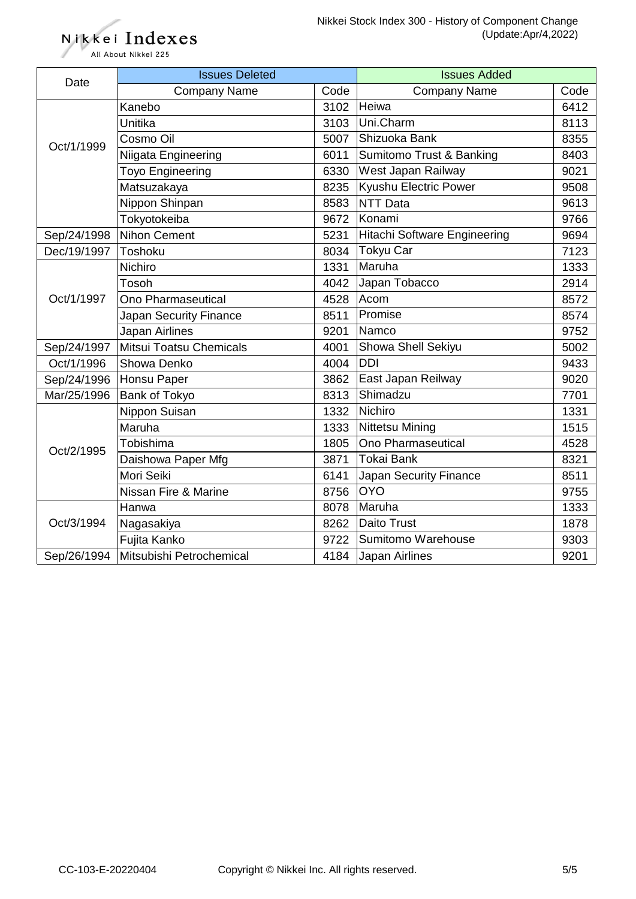| Date | Issues Deleted | | Issues Added | |
|---|---|---|---|---|
| | Company Name | Code | Company Name | Code |
| Oct/1/1999 | Kanebo | 3102 | Heiwa | 6412 |
| | Unitika | 3103 | Uni.Charm | 8113 |
| | Cosmo Oil | 5007 | Shizuoka Bank | 8355 |
| | Niigata Engineering | 6011 | Sumitomo Trust & Banking | 8403 |
| | Toyo Engineering | 6330 | West Japan Railway | 9021 |
| | Matsuzakaya | 8235 | Kyushu Electric Power | 9508 |
| | Nippon Shinpan | 8583 | NTT Data | 9613 |
| | Tokyotokeiba | 9672 | Konami | 9766 |
| Sep/24/1998 | Nihon Cement | 5231 | Hitachi Software Engineering | 9694 |
| Dec/19/1997 | Toshoku | 8034 | Tokyu Car | 7123 |
| Oct/1/1997 | Nichiro | 1331 | Maruha | 1333 |
| | Tosoh | 4042 | Japan Tobacco | 2914 |
| | Ono Pharmaseutical | 4528 | Acom | 8572 |
| | Japan Security Finance | 8511 | Promise | 8574 |
| | Japan Airlines | 9201 | Namco | 9752 |
| Sep/24/1997 | Mitsui Toatsu Chemicals | 4001 | Showa Shell Sekiyu | 5002 |
| Oct/1/1996 | Showa Denko | 4004 | DDI | 9433 |
| Sep/24/1996 | Honsu Paper | 3862 | East Japan Reilway | 9020 |
| Mar/25/1996 | Bank of Tokyo | 8313 | Shimadzu | 7701 |
| Oct/2/1995 | Nippon Suisan | 1332 | Nichiro | 1331 |
| | Maruha | 1333 | Nittetsu Mining | 1515 |
| | Tobishima | 1805 | Ono Pharmaseutical | 4528 |
| | Daishowa Paper Mfg | 3871 | Tokai Bank | 8321 |
| | Mori Seiki | 6141 | Japan Security Finance | 8511 |
| | Nissan Fire & Marine | 8756 | OYO | 9755 |
| Oct/3/1994 | Hanwa | 8078 | Maruha | 1333 |
| | Nagasakiya | 8262 | Daito Trust | 1878 |
| | Fujita Kanko | 9722 | Sumitomo Warehouse | 9303 |
| Sep/26/1994 | Mitsubishi Petrochemical | 4184 | Japan Airlines | 9201 |